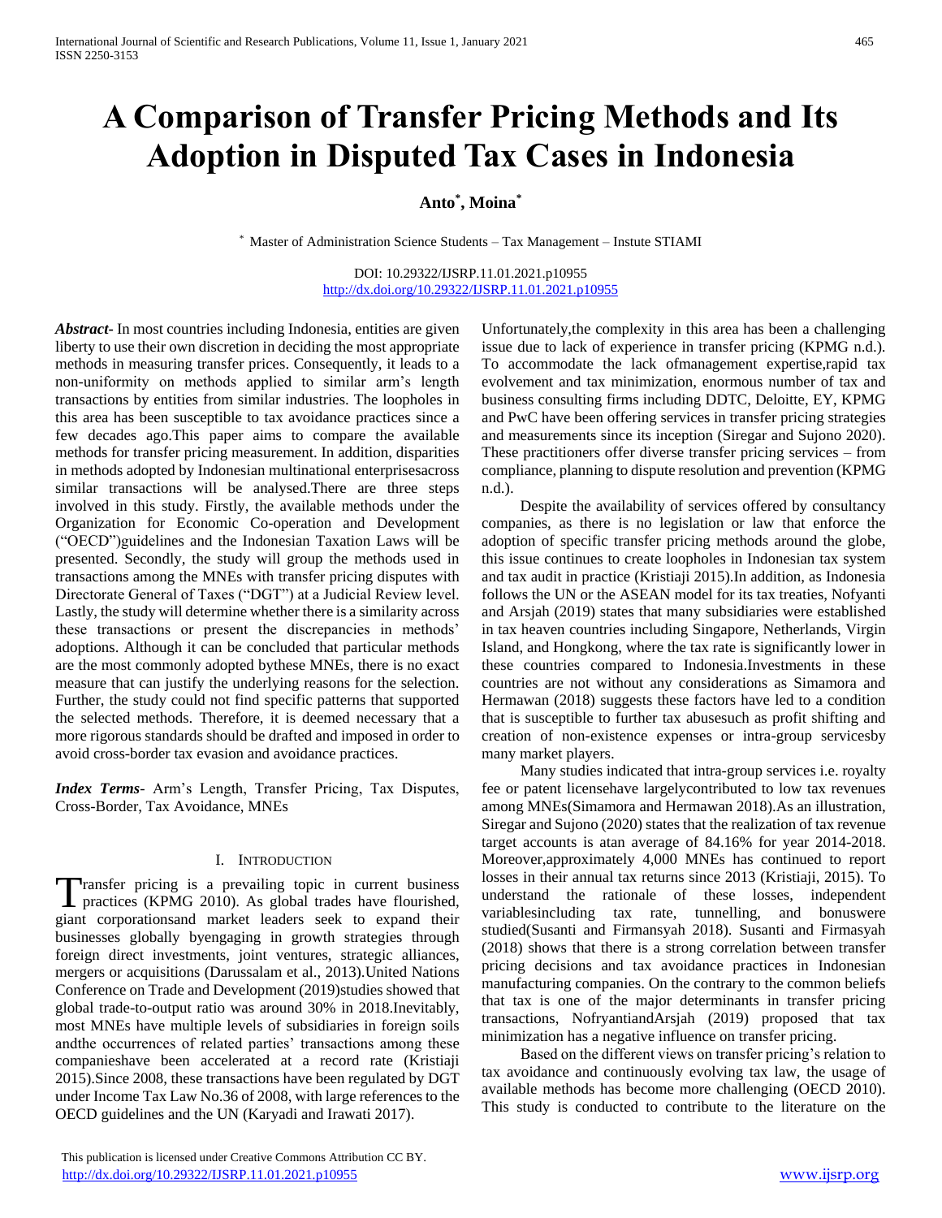# A Comparison of Transfer Pricing Methods and Its Adoption in Disputed Tax Cases in Indonesia

**Anto[*], Moina[*]**

[*] Master of Administration Science Students – Tax Management – Instute STIAMI

DOI: 10.29322/IJSRP.11.01.2021.p10955
http://dx.doi.org/10.29322/IJSRP.11.01.2021.p10955

***Abstract***- In most countries including Indonesia, entities are given liberty to use their own discretion in deciding the most appropriate methods in measuring transfer prices. Consequently, it leads to a non-uniformity on methods applied to similar arm's length transactions by entities from similar industries. The loopholes in this area has been susceptible to tax avoidance practices since a few decades ago.This paper aims to compare the available methods for transfer pricing measurement. In addition, disparities in methods adopted by Indonesian multinational enterprisesacross similar transactions will be analysed.There are three steps involved in this study. Firstly, the available methods under the Organization for Economic Co-operation and Development ("OECD")guidelines and the Indonesian Taxation Laws will be presented. Secondly, the study will group the methods used in transactions among the MNEs with transfer pricing disputes with Directorate General of Taxes ("DGT") at a Judicial Review level. Lastly, the study will determine whether there is a similarity across these transactions or present the discrepancies in methods' adoptions. Although it can be concluded that particular methods are the most commonly adopted bythese MNEs, there is no exact measure that can justify the underlying reasons for the selection. Further, the study could not find specific patterns that supported the selected methods. Therefore, it is deemed necessary that a more rigorous standards should be drafted and imposed in order to avoid cross-border tax evasion and avoidance practices.

***Index Terms***- Arm's Length, Transfer Pricing, Tax Disputes, Cross-Border, Tax Avoidance, MNEs

## I. INTRODUCTION

Transfer pricing is a prevailing topic in current business practices (KPMG 2010). As global trades have flourished, giant corporationsand market leaders seek to expand their businesses globally byengaging in growth strategies through foreign direct investments, joint ventures, strategic alliances, mergers or acquisitions (Darussalam et al., 2013).United Nations Conference on Trade and Development (2019)studies showed that global trade-to-output ratio was around 30% in 2018.Inevitably, most MNEs have multiple levels of subsidiaries in foreign soils andthe occurrences of related parties' transactions among these companieshave been accelerated at a record rate (Kristiaji 2015).Since 2008, these transactions have been regulated by DGT under Income Tax Law No.36 of 2008, with large references to the OECD guidelines and the UN (Karyadi and Irawati 2017).

Unfortunately,the complexity in this area has been a challenging issue due to lack of experience in transfer pricing (KPMG n.d.). To accommodate the lack ofmanagement expertise,rapid tax evolvement and tax minimization, enormous number of tax and business consulting firms including DDTC, Deloitte, EY, KPMG and PwC have been offering services in transfer pricing strategies and measurements since its inception (Siregar and Sujono 2020). These practitioners offer diverse transfer pricing services – from compliance, planning to dispute resolution and prevention (KPMG n.d.).

Despite the availability of services offered by consultancy companies, as there is no legislation or law that enforce the adoption of specific transfer pricing methods around the globe, this issue continues to create loopholes in Indonesian tax system and tax audit in practice (Kristiaji 2015).In addition, as Indonesia follows the UN or the ASEAN model for its tax treaties, Nofyanti and Arsjah (2019) states that many subsidiaries were established in tax heaven countries including Singapore, Netherlands, Virgin Island, and Hongkong, where the tax rate is significantly lower in these countries compared to Indonesia.Investments in these countries are not without any considerations as Simamora and Hermawan (2018) suggests these factors have led to a condition that is susceptible to further tax abusesuch as profit shifting and creation of non-existence expenses or intra-group servicesby many market players.

Many studies indicated that intra-group services i.e. royalty fee or patent licensehave largelycontributed to low tax revenues among MNEs(Simamora and Hermawan 2018).As an illustration, Siregar and Sujono (2020) states that the realization of tax revenue target accounts is atan average of 84.16% for year 2014-2018. Moreover,approximately 4,000 MNEs has continued to report losses in their annual tax returns since 2013 (Kristiaji, 2015). To understand the rationale of these losses, independent variablesincluding tax rate, tunnelling, and bonuswere studied(Susanti and Firmansyah 2018). Susanti and Firmasyah (2018) shows that there is a strong correlation between transfer pricing decisions and tax avoidance practices in Indonesian manufacturing companies. On the contrary to the common beliefs that tax is one of the major determinants in transfer pricing transactions, NofryantiandArsjah (2019) proposed that tax minimization has a negative influence on transfer pricing.

Based on the different views on transfer pricing's relation to tax avoidance and continuously evolving tax law, the usage of available methods has become more challenging (OECD 2010). This study is conducted to contribute to the literature on the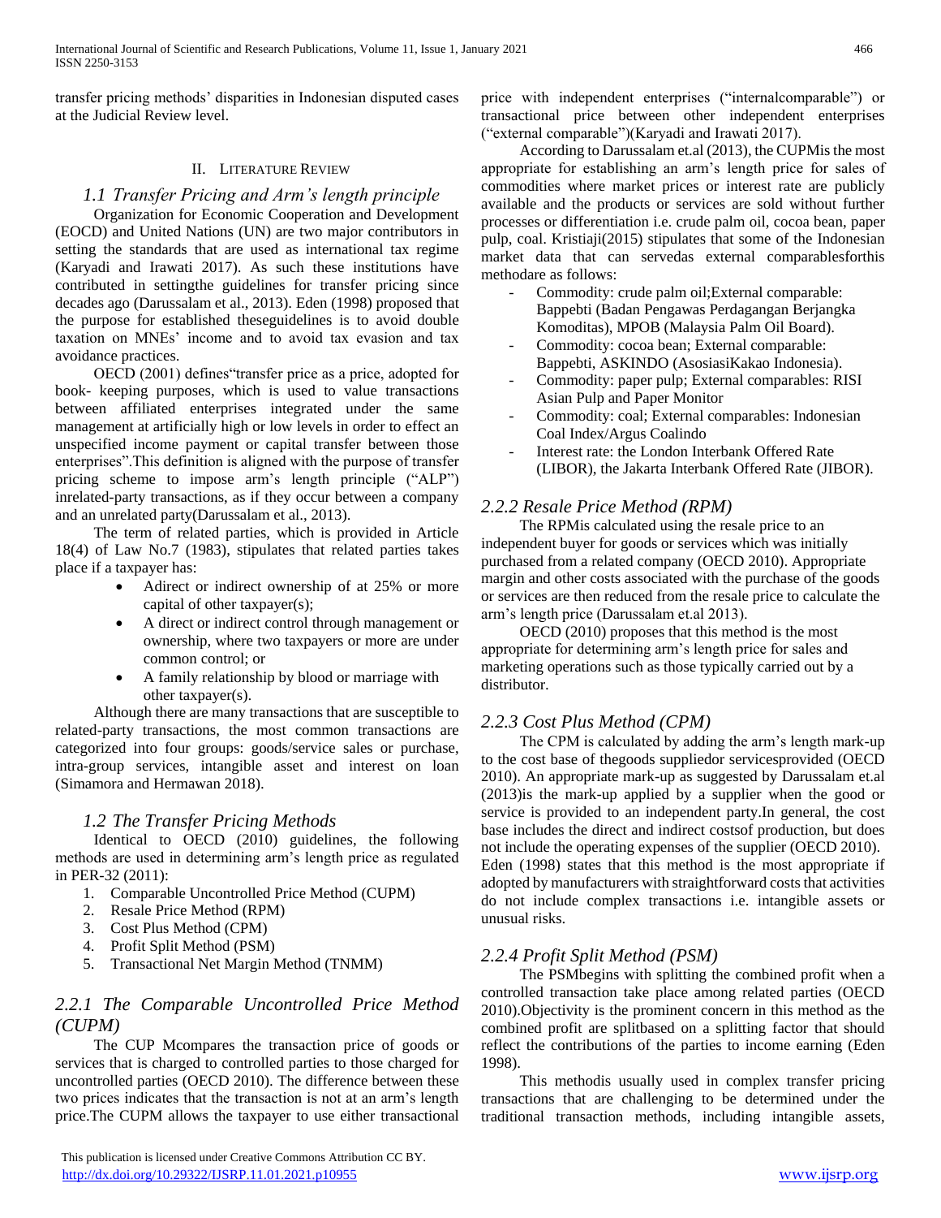transfer pricing methods' disparities in Indonesian disputed cases at the Judicial Review level.

## II. Literature Review

### *1.1 Transfer Pricing and Arm's length principle*

Organization for Economic Cooperation and Development (EOCD) and United Nations (UN) are two major contributors in setting the standards that are used as international tax regime (Karyadi and Irawati 2017). As such these institutions have contributed in settingthe guidelines for transfer pricing since decades ago (Darussalam et al., 2013). Eden (1998) proposed that the purpose for established theseguidelines is to avoid double taxation on MNEs' income and to avoid tax evasion and tax avoidance practices.

OECD (2001) defines"transfer price as a price, adopted for book- keeping purposes, which is used to value transactions between affiliated enterprises integrated under the same management at artificially high or low levels in order to effect an unspecified income payment or capital transfer between those enterprises".This definition is aligned with the purpose of transfer pricing scheme to impose arm's length principle ("ALP") inrelated-party transactions, as if they occur between a company and an unrelated party(Darussalam et al., 2013).

The term of related parties, which is provided in Article 18(4) of Law No.7 (1983), stipulates that related parties takes place if a taxpayer has:

- Adirect or indirect ownership of at 25% or more capital of other taxpayer(s);
- A direct or indirect control through management or ownership, where two taxpayers or more are under common control; or
- A family relationship by blood or marriage with other taxpayer(s).

Although there are many transactions that are susceptible to related-party transactions, the most common transactions are categorized into four groups: goods/service sales or purchase, intra-group services, intangible asset and interest on loan (Simamora and Hermawan 2018).

### *1.2 The Transfer Pricing Methods*

Identical to OECD (2010) guidelines, the following methods are used in determining arm's length price as regulated in PER-32 (2011):

1. Comparable Uncontrolled Price Method (CUPM)
2. Resale Price Method (RPM)
3. Cost Plus Method (CPM)
4. Profit Split Method (PSM)
5. Transactional Net Margin Method (TNMM)

### *2.2.1 The Comparable Uncontrolled Price Method (CUPM)*

The CUP Mcompares the transaction price of goods or services that is charged to controlled parties to those charged for uncontrolled parties (OECD 2010). The difference between these two prices indicates that the transaction is not at an arm's length price.The CUPM allows the taxpayer to use either transactional price with independent enterprises ("internalcomparable") or transactional price between other independent enterprises ("external comparable")(Karyadi and Irawati 2017).

According to Darussalam et.al (2013), the CUPMis the most appropriate for establishing an arm's length price for sales of commodities where market prices or interest rate are publicly available and the products or services are sold without further processes or differentiation i.e. crude palm oil, cocoa bean, paper pulp, coal. Kristiaji(2015) stipulates that some of the Indonesian market data that can servedas external comparablesforthis methodare as follows:

- Commodity: crude palm oil;External comparable: Bappebti (Badan Pengawas Perdagangan Berjangka Komoditas), MPOB (Malaysia Palm Oil Board).
- Commodity: cocoa bean; External comparable: Bappebti, ASKINDO (AsosiasiKakao Indonesia).
- Commodity: paper pulp; External comparables: RISI Asian Pulp and Paper Monitor
- Commodity: coal; External comparables: Indonesian Coal Index/Argus Coalindo
- Interest rate: the London Interbank Offered Rate (LIBOR), the Jakarta Interbank Offered Rate (JIBOR).

### *2.2.2 Resale Price Method (RPM)*

The RPMis calculated using the resale price to an independent buyer for goods or services which was initially purchased from a related company (OECD 2010). Appropriate margin and other costs associated with the purchase of the goods or services are then reduced from the resale price to calculate the arm's length price (Darussalam et.al 2013).

OECD (2010) proposes that this method is the most appropriate for determining arm's length price for sales and marketing operations such as those typically carried out by a distributor.

### *2.2.3 Cost Plus Method (CPM)*

The CPM is calculated by adding the arm's length mark-up to the cost base of thegoods suppliedor servicesprovided (OECD 2010). An appropriate mark-up as suggested by Darussalam et.al (2013)is the mark-up applied by a supplier when the good or service is provided to an independent party.In general, the cost base includes the direct and indirect costsof production, but does not include the operating expenses of the supplier (OECD 2010). Eden (1998) states that this method is the most appropriate if adopted by manufacturers with straightforward costs that activities do not include complex transactions i.e. intangible assets or unusual risks.

### *2.2.4 Profit Split Method (PSM)*

The PSMbegins with splitting the combined profit when a controlled transaction take place among related parties (OECD 2010).Objectivity is the prominent concern in this method as the combined profit are splitbased on a splitting factor that should reflect the contributions of the parties to income earning (Eden 1998).

This methodis usually used in complex transfer pricing transactions that are challenging to be determined under the traditional transaction methods, including intangible assets,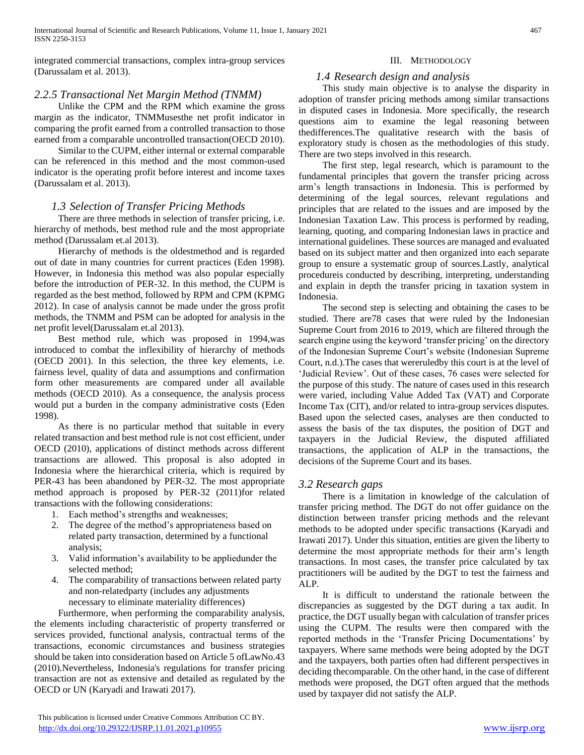integrated commercial transactions, complex intra-group services (Darussalam et al. 2013).

### *2.2.5 Transactional Net Margin Method (TNMM)*

Unlike the CPM and the RPM which examine the gross margin as the indicator, TNMMusesthe net profit indicator in comparing the profit earned from a controlled transaction to those earned from a comparable uncontrolled transaction(OECD 2010).

Similar to the CUPM, either internal or external comparable can be referenced in this method and the most common-used indicator is the operating profit before interest and income taxes (Darussalam et al. 2013).

## *1.3 Selection of Transfer Pricing Methods*

There are three methods in selection of transfer pricing, i.e. hierarchy of methods, best method rule and the most appropriate method (Darussalam et.al 2013).

Hierarchy of methods is the oldestmethod and is regarded out of date in many countries for current practices (Eden 1998). However, in Indonesia this method was also popular especially before the introduction of PER-32. In this method, the CUPM is regarded as the best method, followed by RPM and CPM (KPMG 2012). In case of analysis cannot be made under the gross profit methods, the TNMM and PSM can be adopted for analysis in the net profit level(Darussalam et.al 2013).

Best method rule, which was proposed in 1994,was introduced to combat the inflexibility of hierarchy of methods (OECD 2001). In this selection, the three key elements, i.e. fairness level, quality of data and assumptions and confirmation form other measurements are compared under all available methods (OECD 2010). As a consequence, the analysis process would put a burden in the company administrative costs (Eden 1998).

As there is no particular method that suitable in every related transaction and best method rule is not cost efficient, under OECD (2010), applications of distinct methods across different transactions are allowed. This proposal is also adopted in Indonesia where the hierarchical criteria, which is required by PER-43 has been abandoned by PER-32. The most appropriate method approach is proposed by PER-32 (2011)for related transactions with the following considerations:

1. Each method's strengths and weaknesses;
2. The degree of the method's appropriateness based on related party transaction, determined by a functional analysis;
3. Valid information's availability to be appliedunder the selected method;
4. The comparability of transactions between related party and non-relatedparty (includes any adjustments necessary to eliminate materiality differences)

Furthermore, when performing the comparability analysis, the elements including characteristic of property transferred or services provided, functional analysis, contractual terms of the transactions, economic circumstances and business strategies should be taken into consideration based on Article 5 ofLawNo.43 (2010).Nevertheless, Indonesia's regulations for transfer pricing transaction are not as extensive and detailed as regulated by the OECD or UN (Karyadi and Irawati 2017).

# III. Methodology

## *1.4 Research design and analysis*

This study main objective is to analyse the disparity in adoption of transfer pricing methods among similar transactions in disputed cases in Indonesia. More specifically, the research questions aim to examine the legal reasoning between thedifferences.The qualitative research with the basis of exploratory study is chosen as the methodologies of this study. There are two steps involved in this research.

The first step, legal research, which is paramount to the fundamental principles that govern the transfer pricing across arm's length transactions in Indonesia. This is performed by determining of the legal sources, relevant regulations and principles that are related to the issues and are imposed by the Indonesian Taxation Law. This process is performed by reading, learning, quoting, and comparing Indonesian laws in practice and international guidelines. These sources are managed and evaluated based on its subject matter and then organized into each separate group to ensure a systematic group of sources.Lastly, analytical procedureis conducted by describing, interpreting, understanding and explain in depth the transfer pricing in taxation system in Indonesia.

The second step is selecting and obtaining the cases to be studied. There are78 cases that were ruled by the Indonesian Supreme Court from 2016 to 2019, which are filtered through the search engine using the keyword 'transfer pricing' on the directory of the Indonesian Supreme Court's website (Indonesian Supreme Court, n.d.).The cases that wereruledby this court is at the level of 'Judicial Review'. Out of these cases, 76 cases were selected for the purpose of this study. The nature of cases used in this research were varied, including Value Added Tax (VAT) and Corporate Income Tax (CIT), and/or related to intra-group services disputes. Based upon the selected cases, analyses are then conducted to assess the basis of the tax disputes, the position of DGT and taxpayers in the Judicial Review, the disputed affiliated transactions, the application of ALP in the transactions, the decisions of the Supreme Court and its bases.

## *3.2 Research gaps*

There is a limitation in knowledge of the calculation of transfer pricing method. The DGT do not offer guidance on the distinction between transfer pricing methods and the relevant methods to be adopted under specific transactions (Karyadi and Irawati 2017). Under this situation, entities are given the liberty to determine the most appropriate methods for their arm's length transactions. In most cases, the transfer price calculated by tax practitioners will be audited by the DGT to test the fairness and ALP.

It is difficult to understand the rationale between the discrepancies as suggested by the DGT during a tax audit. In practice, the DGT usually began with calculation of transfer prices using the CUPM. The results were then compared with the reported methods in the 'Transfer Pricing Documentations' by taxpayers. Where same methods were being adopted by the DGT and the taxpayers, both parties often had different perspectives in deciding thecomparable. On the other hand, in the case of different methods were proposed, the DGT often argued that the methods used by taxpayer did not satisfy the ALP.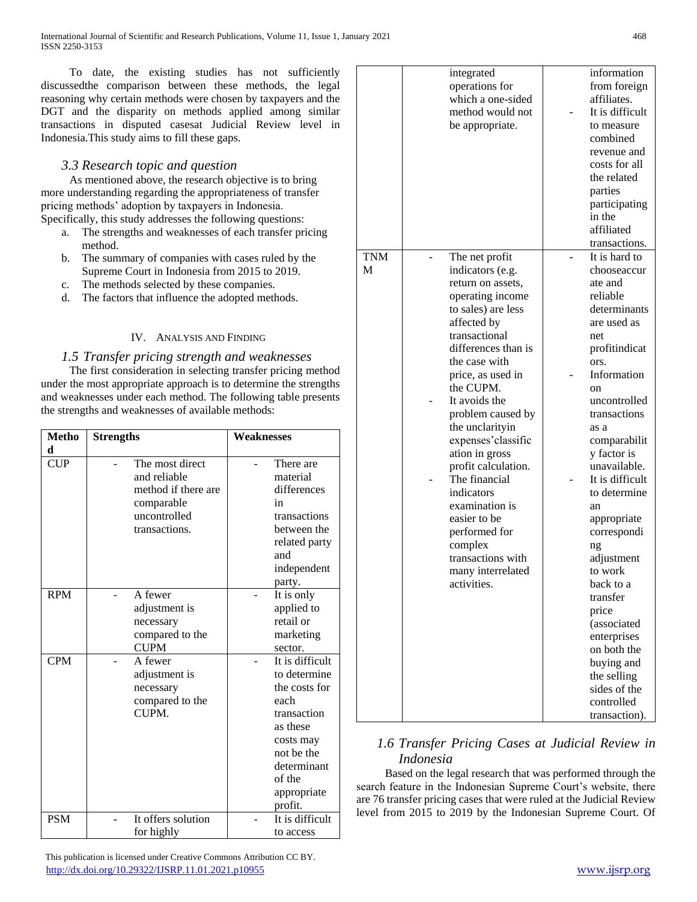To date, the existing studies has not sufficiently discussedthe comparison between these methods, the legal reasoning why certain methods were chosen by taxpayers and the DGT and the disparity on methods applied among similar transactions in disputed casesat Judicial Review level in Indonesia.This study aims to fill these gaps.

### *3.3 Research topic and question*

As mentioned above, the research objective is to bring more understanding regarding the appropriateness of transfer pricing methods' adoption by taxpayers in Indonesia. Specifically, this study addresses the following questions:

a. The strengths and weaknesses of each transfer pricing method.
b. The summary of companies with cases ruled by the Supreme Court in Indonesia from 2015 to 2019.
c. The methods selected by these companies.
d. The factors that influence the adopted methods.

## IV. Analysis and Finding

### *1.5 Transfer pricing strength and weaknesses*

The first consideration in selecting transfer pricing method under the most appropriate approach is to determine the strengths and weaknesses under each method. The following table presents the strengths and weaknesses of available methods:

| Method | Strengths | Weaknesses |
|---|---|---|
| CUP | - The most direct and reliable method if there are comparable uncontrolled transactions. | - There are material differences in transactions between the related party and independent party. |
| RPM | - A fewer adjustment is necessary compared to the CUPM | - It is only applied to retail or marketing sector. |
| CPM | - A fewer adjustment is necessary compared to the CUPM. | - It is difficult to determine the costs for each transaction as these costs may not be the determinant of the appropriate profit. |
| PSM | - It offers solution for highly integrated operations for which a one-sided method would not be appropriate. | - It is difficult to access information from foreign affiliates.<br>- It is difficult to measure combined revenue and costs for all the related parties participating in the affiliated transactions. |
| TNMM | - The net profit indicators (e.g. return on assets, operating income to sales) are less affected by transactional differences than is the case with price, as used in the CUPM.<br>- It avoids the problem caused by the unclarityin expenses'classification in gross profit calculation.<br>- The financial indicators examination is easier to be performed for complex transactions with many interrelated activities. | - It is hard to chooseaccurate and reliable determinants are used as net profitindicators.<br>- Information on uncontrolled transactions as a comparability factor is unavailable.<br>- It is difficult to determine an appropriate corresponding adjustment to work back to a transfer price (associated enterprises on both the buying and the selling sides of the controlled transaction). |

### *1.6 Transfer Pricing Cases at Judicial Review in Indonesia*

Based on the legal research that was performed through the search feature in the Indonesian Supreme Court's website, there are 76 transfer pricing cases that were ruled at the Judicial Review level from 2015 to 2019 by the Indonesian Supreme Court. Of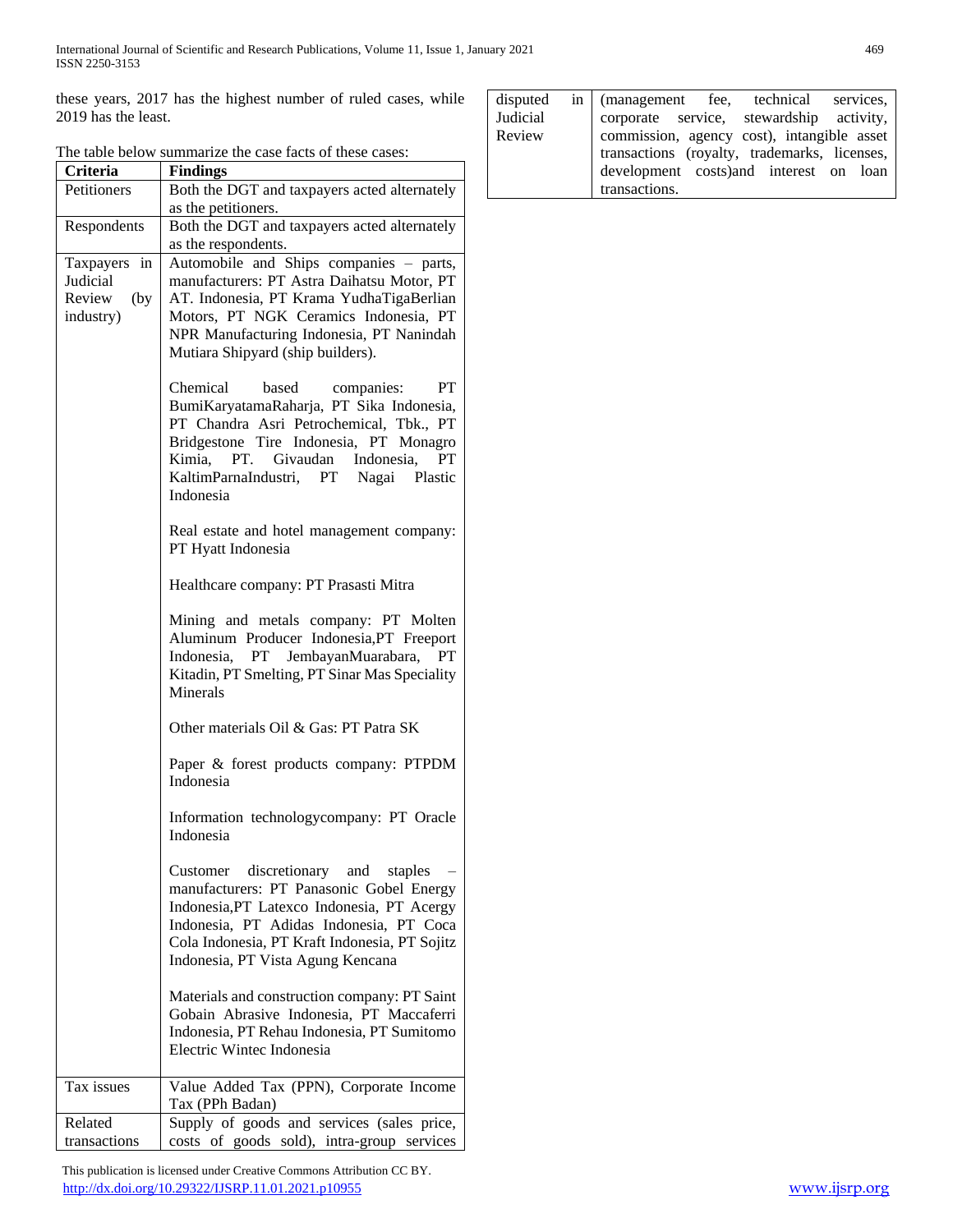these years, 2017 has the highest number of ruled cases, while 2019 has the least.

The table below summarize the case facts of these cases:

| Criteria | Findings |
|---|---|
| Petitioners | Both the DGT and taxpayers acted alternately as the petitioners. |
| Respondents | Both the DGT and taxpayers acted alternately as the respondents. |
| Taxpayers in Judicial Review (by industry) | Automobile and Ships companies – parts, manufacturers: PT Astra Daihatsu Motor, PT AT. Indonesia, PT Krama YudhaTigaBerlian Motors, PT NGK Ceramics Indonesia, PT NPR Manufacturing Indonesia, PT Nanindah Mutiara Shipyard (ship builders).<br><br>Chemical based companies: PT BumiKaryatamaRaharja, PT Sika Indonesia, PT Chandra Asri Petrochemical, Tbk., PT Bridgestone Tire Indonesia, PT Monagro Kimia, PT. Givaudan Indonesia, PT KaltimParnaIndustri, PT Nagai Plastic Indonesia<br><br>Real estate and hotel management company: PT Hyatt Indonesia<br><br>Healthcare company: PT Prasasti Mitra<br><br>Mining and metals company: PT Molten Aluminum Producer Indonesia,PT Freeport Indonesia, PT JembayanMuarabara, PT Kitadin, PT Smelting, PT Sinar Mas Speciality Minerals<br><br>Other materials Oil & Gas: PT Patra SK<br><br>Paper & forest products company: PTPDM Indonesia<br><br>Information technologycompany: PT Oracle Indonesia<br><br>Customer discretionary and staples – manufacturers: PT Panasonic Gobel Energy Indonesia,PT Latexco Indonesia, PT Acergy Indonesia, PT Adidas Indonesia, PT Coca Cola Indonesia, PT Kraft Indonesia, PT Sojitz Indonesia, PT Vista Agung Kencana<br><br>Materials and construction company: PT Saint Gobain Abrasive Indonesia, PT Maccaferri Indonesia, PT Rehau Indonesia, PT Sumitomo Electric Wintec Indonesia |
| Tax issues | Value Added Tax (PPN), Corporate Income Tax (PPh Badan) |
| Related transactions disputed in Judicial Review | Supply of goods and services (sales price, costs of goods sold), intra-group services (management fee, technical services, corporate service, stewardship activity, commission, agency cost), intangible asset transactions (royalty, trademarks, licenses, development costs)and interest on loan transactions. |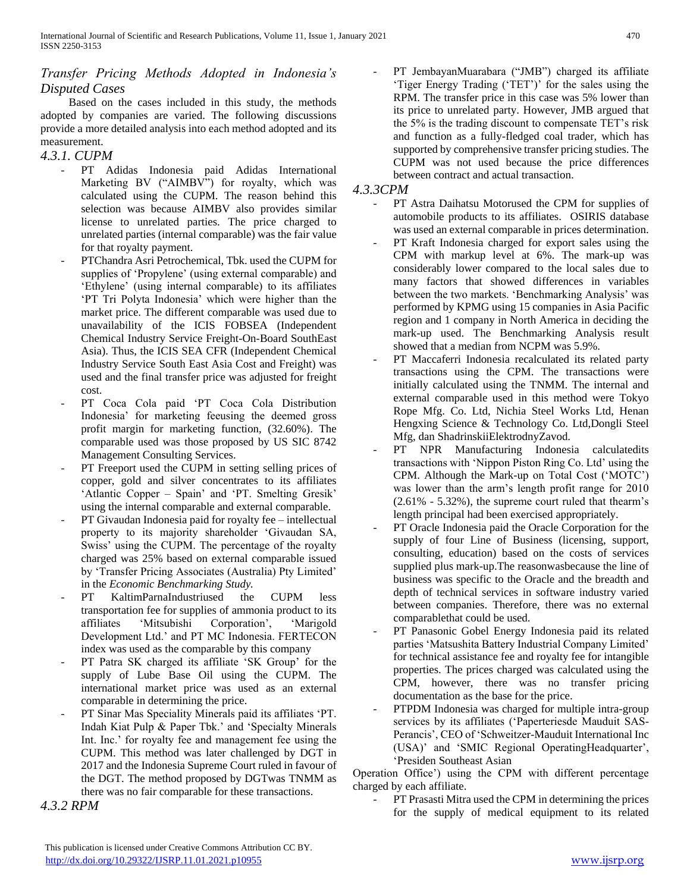## *Transfer Pricing Methods Adopted in Indonesia's Disputed Cases*

Based on the cases included in this study, the methods adopted by companies are varied. The following discussions provide a more detailed analysis into each method adopted and its measurement.

### *4.3.1. CUPM*

- PT Adidas Indonesia paid Adidas International Marketing BV ("AIMBV") for royalty, which was calculated using the CUPM. The reason behind this selection was because AIMBV also provides similar license to unrelated parties. The price charged to unrelated parties (internal comparable) was the fair value for that royalty payment.
- PTChandra Asri Petrochemical, Tbk. used the CUPM for supplies of 'Propylene' (using external comparable) and 'Ethylene' (using internal comparable) to its affiliates 'PT Tri Polyta Indonesia' which were higher than the market price. The different comparable was used due to unavailability of the ICIS FOBSEA (Independent Chemical Industry Service Freight-On-Board SouthEast Asia). Thus, the ICIS SEA CFR (Independent Chemical Industry Service South East Asia Cost and Freight) was used and the final transfer price was adjusted for freight cost.
- PT Coca Cola paid 'PT Coca Cola Distribution Indonesia' for marketing feeusing the deemed gross profit margin for marketing function, (32.60%). The comparable used was those proposed by US SIC 8742 Management Consulting Services.
- PT Freeport used the CUPM in setting selling prices of copper, gold and silver concentrates to its affiliates 'Atlantic Copper – Spain' and 'PT. Smelting Gresik' using the internal comparable and external comparable.
- PT Givaudan Indonesia paid for royalty fee – intellectual property to its majority shareholder 'Givaudan SA, Swiss' using the CUPM. The percentage of the royalty charged was 25% based on external comparable issued by 'Transfer Pricing Associates (Australia) Pty Limited' in the *Economic Benchmarking Study.*
- PT KaltimParnaIndustriused the CUPM less transportation fee for supplies of ammonia product to its affiliates 'Mitsubishi Corporation', 'Marigold Development Ltd.' and PT MC Indonesia. FERTECON index was used as the comparable by this company
- PT Patra SK charged its affiliate 'SK Group' for the supply of Lube Base Oil using the CUPM. The international market price was used as an external comparable in determining the price.
- PT Sinar Mas Speciality Minerals paid its affiliates 'PT. Indah Kiat Pulp & Paper Tbk.' and 'Specialty Minerals Int. Inc.' for royalty fee and management fee using the CUPM. This method was later challenged by DGT in 2017 and the Indonesia Supreme Court ruled in favour of the DGT. The method proposed by DGTwas TNMM as there was no fair comparable for these transactions.

### *4.3.2 RPM*

- PT JembayanMuarabara ("JMB") charged its affiliate 'Tiger Energy Trading ('TET')' for the sales using the RPM. The transfer price in this case was 5% lower than its price to unrelated party. However, JMB argued that the 5% is the trading discount to compensate TET's risk and function as a fully-fledged coal trader, which has supported by comprehensive transfer pricing studies. The CUPM was not used because the price differences between contract and actual transaction.

### *4.3.3CPM*

- PT Astra Daihatsu Motorused the CPM for supplies of automobile products to its affiliates. OSIRIS database was used an external comparable in prices determination.
- PT Kraft Indonesia charged for export sales using the CPM with markup level at 6%. The mark-up was considerably lower compared to the local sales due to many factors that showed differences in variables between the two markets. 'Benchmarking Analysis' was performed by KPMG using 15 companies in Asia Pacific region and 1 company in North America in deciding the mark-up used. The Benchmarking Analysis result showed that a median from NCPM was 5.9%.
- PT Maccaferri Indonesia recalculated its related party transactions using the CPM. The transactions were initially calculated using the TNMM. The internal and external comparable used in this method were Tokyo Rope Mfg. Co. Ltd, Nichia Steel Works Ltd, Henan Hengxing Science & Technology Co. Ltd,Dongli Steel Mfg, dan ShadrinskiiElektrodnyZavod.
- PT NPR Manufacturing Indonesia calculatedits transactions with 'Nippon Piston Ring Co. Ltd' using the CPM. Although the Mark-up on Total Cost ('MOTC') was lower than the arm's length profit range for 2010 (2.61% - 5.32%), the supreme court ruled that thearm's length principal had been exercised appropriately.
- PT Oracle Indonesia paid the Oracle Corporation for the supply of four Line of Business (licensing, support, consulting, education) based on the costs of services supplied plus mark-up.The reasonwasbecause the line of business was specific to the Oracle and the breadth and depth of technical services in software industry varied between companies. Therefore, there was no external comparablethat could be used.
- PT Panasonic Gobel Energy Indonesia paid its related parties 'Matsushita Battery Industrial Company Limited' for technical assistance fee and royalty fee for intangible properties. The prices charged was calculated using the CPM, however, there was no transfer pricing documentation as the base for the price.
- PTPDM Indonesia was charged for multiple intra-group services by its affiliates ('Paperteriesde Mauduit SAS-Perancis', CEO of 'Schweitzer-Mauduit International Inc (USA)' and 'SMIC Regional OperatingHeadquarter', 'Presiden Southeast Asian Operation Office') using the CPM with different percentage charged by each affiliate.
- PT Prasasti Mitra used the CPM in determining the prices for the supply of medical equipment to its related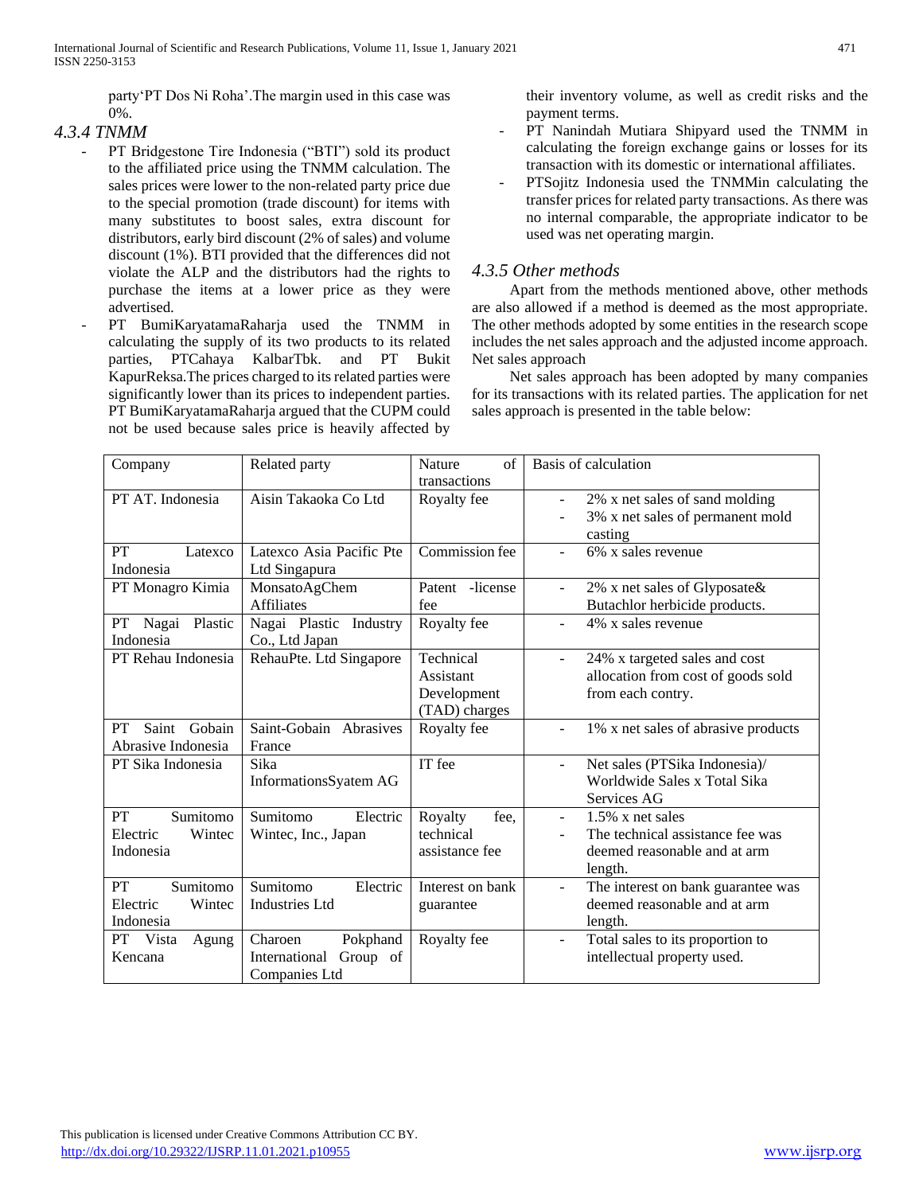party'PT Dos Ni Roha'.The margin used in this case was 0%.

### 4.3.4 TNMM

- PT Bridgestone Tire Indonesia ("BTI") sold its product to the affiliated price using the TNMM calculation. The sales prices were lower to the non-related party price due to the special promotion (trade discount) for items with many substitutes to boost sales, extra discount for distributors, early bird discount (2% of sales) and volume discount (1%). BTI provided that the differences did not violate the ALP and the distributors had the rights to purchase the items at a lower price as they were advertised.
- PT BumiKaryatamaRaharja used the TNMM in calculating the supply of its two products to its related parties, PTCahaya KalbarTbk. and PT Bukit KapurReksa.The prices charged to its related parties were significantly lower than its prices to independent parties. PT BumiKaryatamaRaharja argued that the CUPM could not be used because sales price is heavily affected by their inventory volume, as well as credit risks and the payment terms.
- PT Nanindah Mutiara Shipyard used the TNMM in calculating the foreign exchange gains or losses for its transaction with its domestic or international affiliates.
- PTSojitz Indonesia used the TNMMin calculating the transfer prices for related party transactions. As there was no internal comparable, the appropriate indicator to be used was net operating margin.

### 4.3.5 Other methods

Apart from the methods mentioned above, other methods are also allowed if a method is deemed as the most appropriate. The other methods adopted by some entities in the research scope includes the net sales approach and the adjusted income approach.

Net sales approach

Net sales approach has been adopted by many companies for its transactions with its related parties. The application for net sales approach is presented in the table below:

| Company | Related party | Nature of transactions | Basis of calculation |
|---|---|---|---|
| PT AT. Indonesia | Aisin Takaoka Co Ltd | Royalty fee | - 2% x net sales of sand molding<br>- 3% x net sales of permanent mold casting |
| PT Latexco Indonesia | Latexco Asia Pacific Pte Ltd Singapura | Commission fee | - 6% x sales revenue |
| PT Monagro Kimia | MonsatoAgChem Affiliates | Patent -license fee | - 2% x net sales of Glyposate& Butachlor herbicide products. |
| PT Nagai Plastic Indonesia | Nagai Plastic Industry Co., Ltd Japan | Royalty fee | - 4% x sales revenue |
| PT Rehau Indonesia | RehauPte. Ltd Singapore | Technical Assistant Development (TAD) charges | - 24% x targeted sales and cost allocation from cost of goods sold from each contry. |
| PT Saint Gobain Abrasive Indonesia | Saint-Gobain Abrasives France | Royalty fee | - 1% x net sales of abrasive products |
| PT Sika Indonesia | Sika InformationsSyatem AG | IT fee | - Net sales (PTSika Indonesia)/ Worldwide Sales x Total Sika Services AG |
| PT Sumitomo Electric Wintec Indonesia | Sumitomo Electric Wintec, Inc., Japan | Royalty fee, technical assistance fee | - 1.5% x net sales<br>- The technical assistance fee was deemed reasonable and at arm length. |
| PT Sumitomo Electric Wintec Indonesia | Sumitomo Electric Industries Ltd | Interest on bank guarantee | - The interest on bank guarantee was deemed reasonable and at arm length. |
| PT Vista Agung Kencana | Charoen Pokphand International Group of Companies Ltd | Royalty fee | - Total sales to its proportion to intellectual property used. |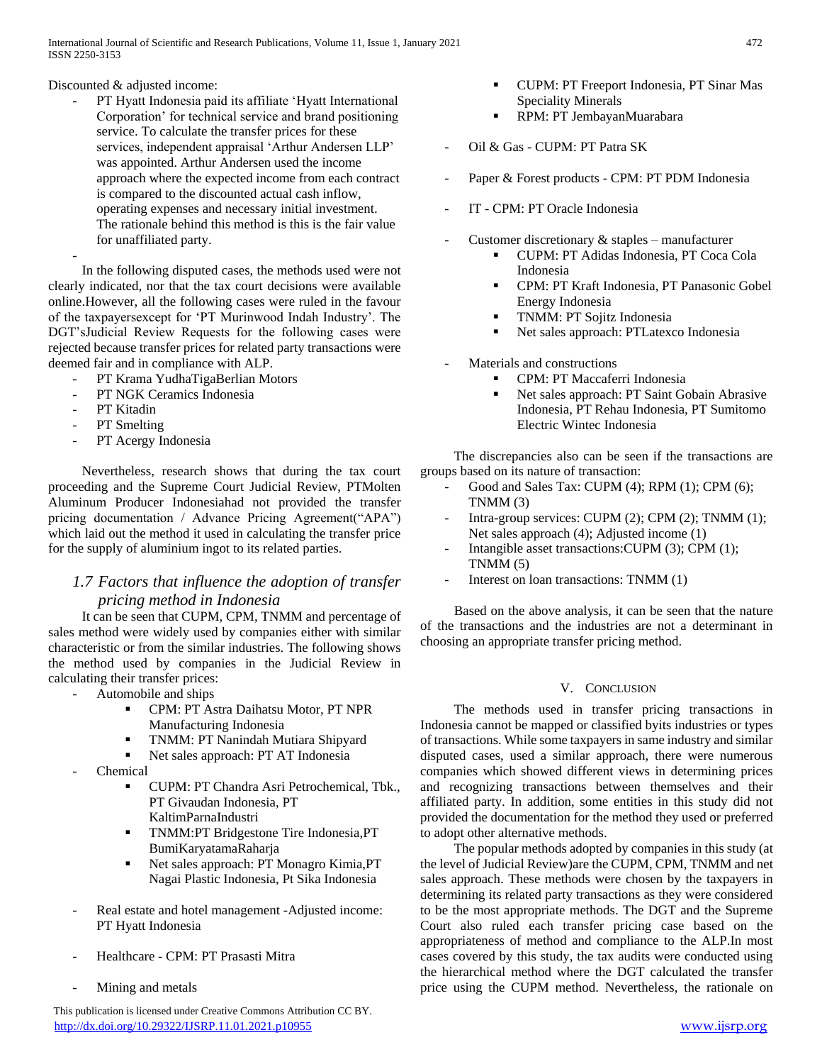Discounted & adjusted income:

- PT Hyatt Indonesia paid its affiliate 'Hyatt International Corporation' for technical service and brand positioning service. To calculate the transfer prices for these services, independent appraisal 'Arthur Andersen LLP' was appointed. Arthur Andersen used the income approach where the expected income from each contract is compared to the discounted actual cash inflow, operating expenses and necessary initial investment. The rationale behind this method is this is the fair value for unaffiliated party.
-

In the following disputed cases, the methods used were not clearly indicated, nor that the tax court decisions were available online.However, all the following cases were ruled in the favour of the taxpayersexcept for 'PT Murinwood Indah Industry'. The DGT'sJudicial Review Requests for the following cases were rejected because transfer prices for related party transactions were deemed fair and in compliance with ALP.

- PT Krama YudhaTigaBerlian Motors
- PT NGK Ceramics Indonesia
- PT Kitadin
- PT Smelting
- PT Acergy Indonesia

Nevertheless, research shows that during the tax court proceeding and the Supreme Court Judicial Review, PTMolten Aluminum Producer Indonesiahad not provided the transfer pricing documentation / Advance Pricing Agreement("APA") which laid out the method it used in calculating the transfer price for the supply of aluminium ingot to its related parties.

### *1.7 Factors that influence the adoption of transfer pricing method in Indonesia*

It can be seen that CUPM, CPM, TNMM and percentage of sales method were widely used by companies either with similar characteristic or from the similar industries. The following shows the method used by companies in the Judicial Review in calculating their transfer prices:

- Automobile and ships
  - CPM: PT Astra Daihatsu Motor, PT NPR Manufacturing Indonesia
  - TNMM: PT Nanindah Mutiara Shipyard
  - Net sales approach: PT AT Indonesia
- Chemical
  - CUPM: PT Chandra Asri Petrochemical, Tbk., PT Givaudan Indonesia, PT KaltimParnaIndustri
  - TNMM:PT Bridgestone Tire Indonesia,PT BumiKaryatamaRaharja
  - Net sales approach: PT Monagro Kimia,PT Nagai Plastic Indonesia, Pt Sika Indonesia
- Real estate and hotel management -Adjusted income: PT Hyatt Indonesia
- Healthcare - CPM: PT Prasasti Mitra
- Mining and metals
  - CUPM: PT Freeport Indonesia, PT Sinar Mas Speciality Minerals
  - RPM: PT JembayanMuarabara
- Oil & Gas - CUPM: PT Patra SK
- Paper & Forest products - CPM: PT PDM Indonesia
- IT - CPM: PT Oracle Indonesia
- Customer discretionary & staples – manufacturer
  - CUPM: PT Adidas Indonesia, PT Coca Cola Indonesia
  - CPM: PT Kraft Indonesia, PT Panasonic Gobel Energy Indonesia
  - TNMM: PT Sojitz Indonesia
  - Net sales approach: PTLatexco Indonesia
- Materials and constructions
  - CPM: PT Maccaferri Indonesia
  - Net sales approach: PT Saint Gobain Abrasive Indonesia, PT Rehau Indonesia, PT Sumitomo Electric Wintec Indonesia

The discrepancies also can be seen if the transactions are groups based on its nature of transaction:

- Good and Sales Tax: CUPM (4); RPM (1); CPM (6); TNMM (3)
- Intra-group services: CUPM (2); CPM (2); TNMM (1); Net sales approach (4); Adjusted income (1)
- Intangible asset transactions:CUPM (3); CPM (1); TNMM (5)
- Interest on loan transactions: TNMM (1)

Based on the above analysis, it can be seen that the nature of the transactions and the industries are not a determinant in choosing an appropriate transfer pricing method.

## V. Conclusion

The methods used in transfer pricing transactions in Indonesia cannot be mapped or classified byits industries or types of transactions. While some taxpayers in same industry and similar disputed cases, used a similar approach, there were numerous companies which showed different views in determining prices and recognizing transactions between themselves and their affiliated party. In addition, some entities in this study did not provided the documentation for the method they used or preferred to adopt other alternative methods.

The popular methods adopted by companies in this study (at the level of Judicial Review)are the CUPM, CPM, TNMM and net sales approach. These methods were chosen by the taxpayers in determining its related party transactions as they were considered to be the most appropriate methods. The DGT and the Supreme Court also ruled each transfer pricing case based on the appropriateness of method and compliance to the ALP.In most cases covered by this study, the tax audits were conducted using the hierarchical method where the DGT calculated the transfer price using the CUPM method. Nevertheless, the rationale on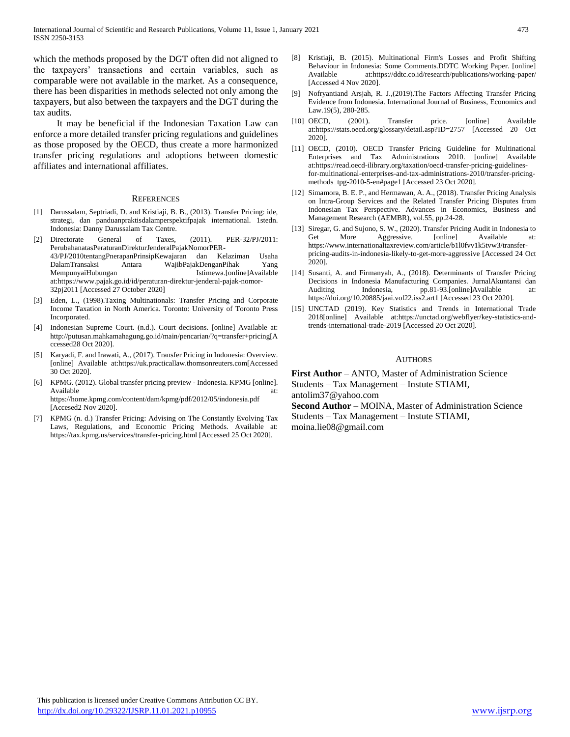which the methods proposed by the DGT often did not aligned to the taxpayers' transactions and certain variables, such as comparable were not available in the market. As a consequence, there has been disparities in methods selected not only among the taxpayers, but also between the taxpayers and the DGT during the tax audits.

It may be beneficial if the Indonesian Taxation Law can enforce a more detailed transfer pricing regulations and guidelines as those proposed by the OECD, thus create a more harmonized transfer pricing regulations and adoptions between domestic affiliates and international affiliates.

## REFERENCES

[1] Darussalam, Septriadi, D. and Kristiaji, B. B., (2013). Transfer Pricing: ide, strategi, dan panduanpraktisdalamperspektifpajak international. 1stedn. Indonesia: Danny Darussalam Tax Centre.

[2] Directorate General of Taxes, (2011). PER-32/PJ/2011: PerubahanatasPeraturanDirekturJenderalPajakNomorPER-43/PJ/2010tentangPnerapanPrinsipKewajaran dan Kelaziman Usaha DalamTransaksi Antara WajibPajakDenganPihak Yang MempunyaiHubungan Istimewa.[online]Available at:https://www.pajak.go.id/id/peraturan-direktur-jenderal-pajak-nomor-32pj2011 [Accessed 27 October 2020]

[3] Eden, L., (1998).Taxing Multinationals: Transfer Pricing and Corporate Income Taxation in North America. Toronto: University of Toronto Press Incorporated.

[4] Indonesian Supreme Court. (n.d.). Court decisions. [online] Available at: http://putusan.mahkamahagung.go.id/main/pencarian/?q=transfer+pricing[Accessed28 Oct 2020].

[5] Karyadi, F. and Irawati, A., (2017). Transfer Pricing in Indonesia: Overview. [online] Available at:https://uk.practicallaw.thomsonreuters.com[Accessed 30 Oct 2020].

[6] KPMG. (2012). Global transfer pricing preview - Indonesia. KPMG [online]. Available at: https://home.kpmg.com/content/dam/kpmg/pdf/2012/05/indonesia.pdf [Accesed2 Nov 2020].

[7] KPMG (n. d.) Transfer Pricing: Advising on The Constantly Evolving Tax Laws, Regulations, and Economic Pricing Methods. Available at: https://tax.kpmg.us/services/transfer-pricing.html [Accessed 25 Oct 2020].

[8] Kristiaji, B. (2015). Multinational Firm's Losses and Profit Shifting Behaviour in Indonesia: Some Comments.DDTC Working Paper. [online] Available at:https://ddtc.co.id/research/publications/working-paper/ [Accessed 4 Nov 2020].

[9] Nofryantiand Arsjah, R. J.,(2019).The Factors Affecting Transfer Pricing Evidence from Indonesia. International Journal of Business, Economics and Law.19(5), 280-285.

[10] OECD, (2001). Transfer price. [online] Available at:https://stats.oecd.org/glossary/detail.asp?ID=2757 [Accessed 20 Oct 2020].

[11] OECD, (2010). OECD Transfer Pricing Guideline for Multinational Enterprises and Tax Administrations 2010. [online] Available at:https://read.oecd-ilibrary.org/taxation/oecd-transfer-pricing-guidelines-for-multinational-enterprises-and-tax-administrations-2010/transfer-pricing-methods_tpg-2010-5-en#page1 [Accessed 23 Oct 2020].

[12] Simamora, B. E. P., and Hermawan, A. A., (2018). Transfer Pricing Analysis on Intra-Group Services and the Related Transfer Pricing Disputes from Indonesian Tax Perspective. Advances in Economics, Business and Management Research (AEMBR), vol.55, pp.24-28.

[13] Siregar, G. and Sujono, S. W., (2020). Transfer Pricing Audit in Indonesia to Get More Aggressive. [online] Available at: https://www.internationaltaxreview.com/article/b1l0fvv1k5tvw3/transfer-pricing-audits-in-indonesia-likely-to-get-more-aggressive [Accessed 24 Oct 2020].

[14] Susanti, A. and Firmanyah, A., (2018). Determinants of Transfer Pricing Decisions in Indonesia Manufacturing Companies. JurnalAkuntansi dan Auditing Indonesia, pp.81-93.[online]Available at: https://doi.org/10.20885/jaai.vol22.iss2.art1 [Accessed 23 Oct 2020].

[15] UNCTAD (2019). Key Statistics and Trends in International Trade 2018[online] Available at:https://unctad.org/webflyer/key-statistics-and-trends-international-trade-2019 [Accessed 20 Oct 2020].

## AUTHORS

**First Author** – ANTO, Master of Administration Science Students – Tax Management – Instute STIAMI, antolim37@yahoo.com

**Second Author** – MOINA, Master of Administration Science Students – Tax Management – Instute STIAMI, moina.lie08@gmail.com